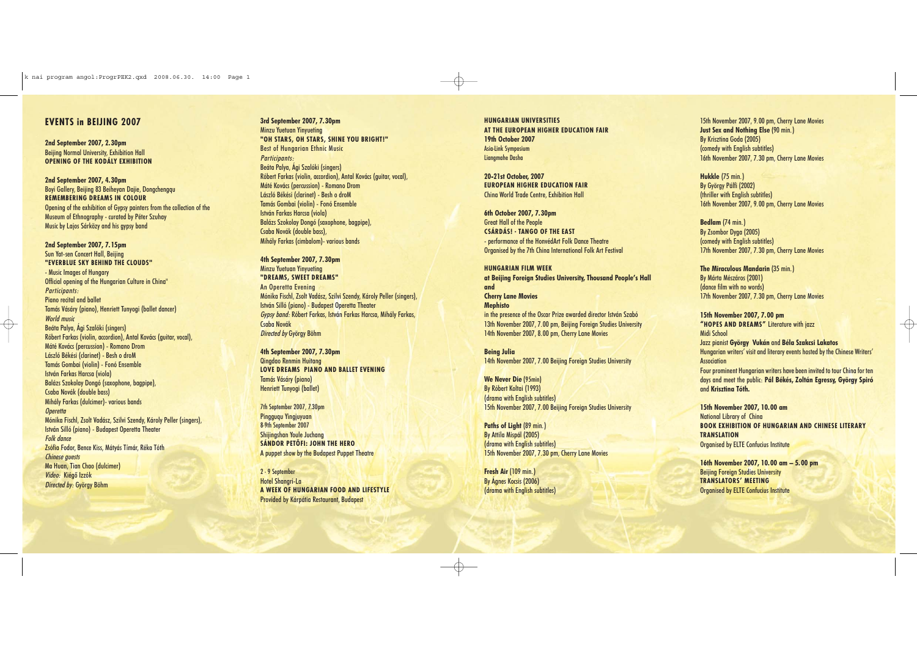## EVENTS in BEIJING 2007

**2nd September 2007, 2.30pm**
Beijing Normal University, Exhibition Hall
**OPENING OF THE KODÁLY EXHIBITION**

**2nd September 2007, 4.30pm**
Boyi Gallery, Beijing 83 Beiheyan Dajie, Dongchengqu
**REMEMBERING DREAMS IN COLOUR**
Opening of the exhibition of Gypsy painters from the collection of the Museum of Ethnography - curated by Péter Szuhay
Music by Lajos Sárközy and his gypsy band

**2nd September 2007, 7.15pm**
Sun Yat-sen Concert Hall, Beijing
**"EVERBLUE SKY BEHIND THE CLOUDS"**
- Music Images of Hungary
Official opening of the Hungarian Culture in China"
*Participants:*
Piano recital and ballet
Tamás Vásáry (piano), Henriett Tunyogi (ballet dancer)
*World music*
Beáta Palya, Ági Szalóki (singers)
Róbert Farkas (violin, accordion), Antal Kovács (guitar, vocal),
Máté Kovács (percussion) - Romano Drom
László Békési (clarinet) - Besh o droM
Tamás Gombai (violin) - Fonó Ensemble
István Farkas Harcsa (viola)
Balázs Szokolay Dongó (saxophone, bagpipe),
Csaba Novák (double bass)
Mihály Farkas (dulcimer)- various bands
*Operetta*
Mónika Fischl, Zsolt Vadász, Szilvi Szendy, Károly Peller (singers),
István Silló (piano) - Budapest Operetta Theater
*Folk dance*
Zsófia Fodor, Bence Kiss, Mátyás Tímár, Réka Tóth
*Chinese guests*
Ma Huan, Tian Chao (dulcimer)
*Video:* Kiégő Izzók
*Directed by:* György Böhm

**3rd September 2007, 7.30pm**
Minzu Yuetuan Yinyueting
**"OH STARS, OH STARS, SHINE YOU BRIGHT!"**
Best of Hungarian Ethnic Music
*Participants:*
Beáta Palya, Ági Szalóki (singers)
Róbert Farkas (violin, accordion), Antal Kovács (guitar, vocal),
Máté Kovács (percussion) - Romano Drom
László Békési (clarinet) - Besh o droM
Tamás Gombai (violin) - Fonó Ensemble
István Farkas Harcsa (viola)
Balázs Szokolay Dongó (saxophone, bagpipe),
Csaba Novák (double bass),
Mihály Farkas (cimbalom)- various bands

**4th September 2007, 7.30pm**
Minzu Yuetuan Yinyueting
**"DREAMS, SWEET DREAMS"**
An Operetta Evening
Mónika Fischl, Zsolt Vadász, Szilvi Szendy, Károly Peller (singers),
István Silló (piano) - Budapest Operetta Theater
*Gypsy band:* Róbert Farkas, István Farkas Harcsa, Mihály Farkas,
Csaba Novák
*Directed by* György Böhm

**4th September 2007, 7.30pm**
Qingdao Renmin Huitang
**LOVE DREAMS PIANO AND BALLET EVENING**
Tamás Vásáry (piano)
Henriett Tunyogi (ballet)

7th September 2007, 7.30pm
Pingguqu Yingjuyuan
8-9th September 2007
Shijingshan Youle Juchang
**SÁNDOR PETŐFI: JOHN THE HERO**
A puppet show by the Budapest Puppet Theatre

2 - 9 September
Hotel Shangri-La
**A WEEK OF HUNGARIAN FOOD AND LIFESTYLE**
Provided by Kárpátia Restaurant, Budapest

**HUNGARIAN UNIVERSITIES AT THE EUROPEAN HIGHER EDUCATION FAIR**
**19th October 2007**
Asia-Link Symposium
Liangmahe Dasha

**20-21st October, 2007**
**EUROPEAN HIGHER EDUCATION FAIR**
China World Trade Centre, Exhibition Hall

**6th October 2007, 7.30pm**
Great Hall of the People
**CSÁRDÁS! - TANGO OF THE EAST**
- performance of the HonvédArt Folk Dance Theatre
Organised by the 7th China International Folk Art Festival

**HUNGARIAN FILM WEEK**
**at Beijing Foreign Studies University, Thousand People's Hall and Cherry Lane Movies**

**Mephisto**
in the presence of the Oscar Prize awarded director István Szabó
13th November 2007, 7.00 pm, Beijing Foreign Studies University
14th November 2007, 8.00 pm, Cherry Lane Movies

**Being Julia**
14th November 2007, 7.00 Beijing Foreign Studies University

**We Never Die** (95min)
By Róbert Koltai (1993)
(drama with English subtitles)
15th November 2007, 7.00 Beijing Foreign Studies University

**Paths of Light** (89 min.)
By Attila Mispál (2005)
(drama with English subtitles)
15th November 2007, 7.30 pm, Cherry Lane Movies

**Fresh Air** (109 min.)
By Ágnes Kocsis (2006)
(drama with English subtitles)
15th November 2007, 9.00 pm, Cherry Lane Movies

**Just Sex and Nothing Else** (90 min.)
By Krisztina Goda (2005)
(comedy with English subtitles)
16th November 2007, 7.30 pm, Cherry Lane Movies

**Hukkle** (75 min.)
By György Pálfi (2002)
(thriller with English subtitles)
16th November 2007, 9.00 pm, Cherry Lane Movies

**Bedlam** (74 min.)
By Zsombor Dyga (2005)
(comedy with English subtitles)
17th November 2007, 7.30 pm, Cherry Lane Movies

**The Miraculous Mandarin** (35 min.)
By Márta Mészáros (2001)
(dance film with no words)
17th November 2007, 7.30 pm, Cherry Lane Movies

**15th November 2007, 7.00 pm**
**"HOPES AND DREAMS"** Literature with jazz
Midi School
Jazz pianist **György Vukán** and **Béla Szakcsi Lakatos**
Hungarian writers' visit and literary events hosted by the Chinese Writers' Association
Four prominent Hungarian writers have been invited to tour China for ten days and meet the public: **Pál Békés, Zoltán Egressy, György Spiró** and **Krisztina Tóth.**

**15th November 2007, 10.00 am**
National Library of China
**BOOK EXHIBITION OF HUNGARIAN AND CHINESE LITERARY TRANSLATION**
Organised by ELTE Confucius Institute

**16th November 2007, 10.00 am – 5.00 pm**
Beijing Foreign Studies University
**TRANSLATORS' MEETING**
Organised by ELTE Confucius Institute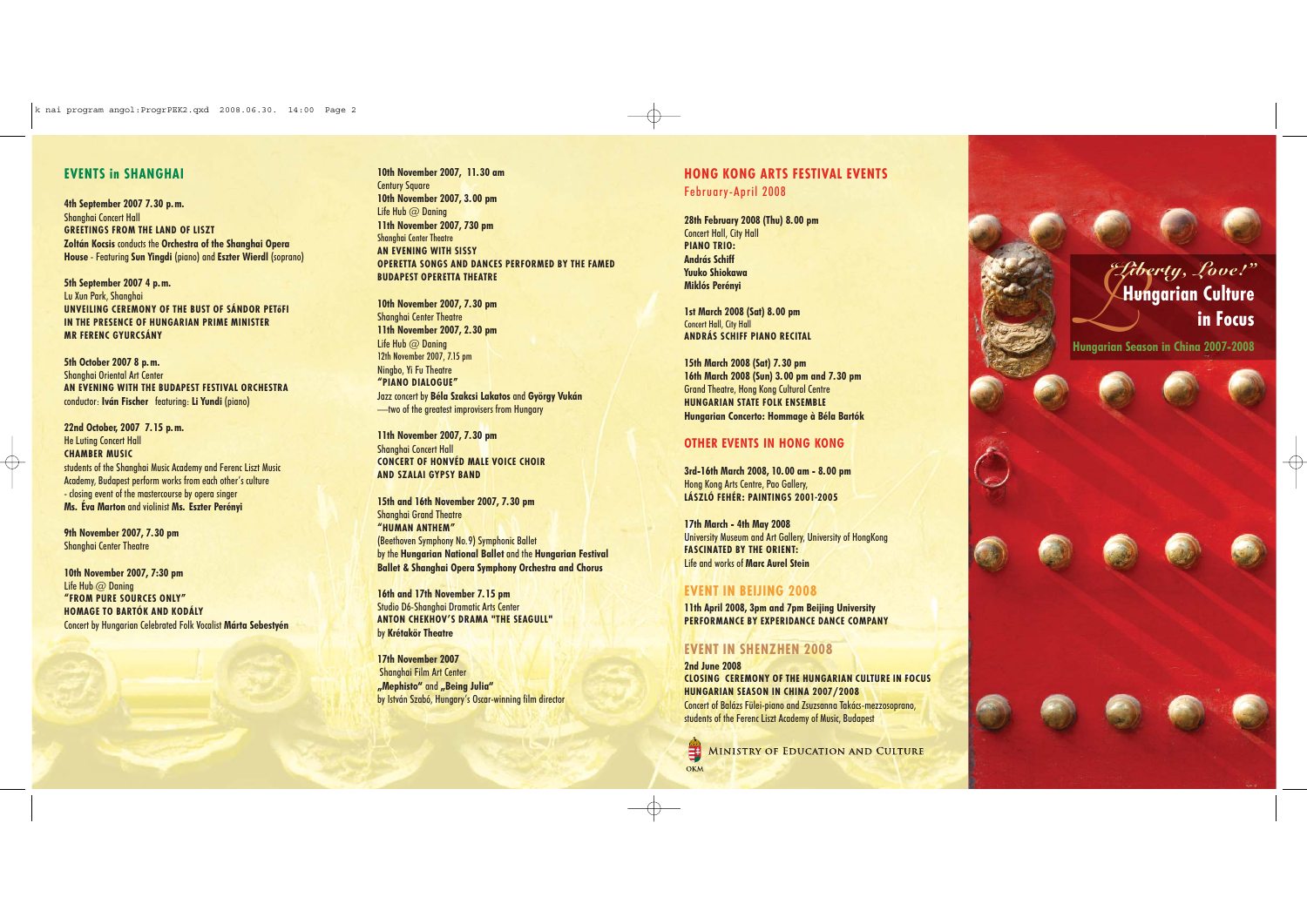## EVENTS in SHANGHAI

**4th September 2007 7.30 p.m.**
Shanghai Concert Hall
**GREETINGS FROM THE LAND OF LISZT**
**Zoltán Kocsis** conducts the **Orchestra of the Shanghai Opera House** - Featuring **Sun Yingdi** (piano) and **Eszter Wierdl** (soprano)

**5th September 2007 4 p.m.**
Lu Xun Park, Shanghai
**UNVEILING CEREMONY OF THE BUST OF SÁNDOR PETőFI IN THE PRESENCE OF HUNGARIAN PRIME MINISTER MR FERENC GYURCSÁNY**

**5th October 2007 8 p.m.**
Shanghai Oriental Art Center
**AN EVENING WITH THE BUDAPEST FESTIVAL ORCHESTRA**
conductor: **Iván Fischer** featuring: **Li Yundi** (piano)

**22nd October, 2007 7.15 p.m.**
He Luting Concert Hall
**CHAMBER MUSIC**
students of the Shanghai Music Academy and Ferenc Liszt Music Academy, Budapest perform works from each other's culture - closing event of the mastercourse by opera singer **Ms. Éva Marton** and violinist **Ms. Eszter Perényi**

**9th November 2007, 7.30 pm**
Shanghai Center Theatre

**10th November 2007, 7:30 pm**
Life Hub @ Daning
**"FROM PURE SOURCES ONLY"**
**HOMAGE TO BARTÓK AND KODÁLY**
Concert by Hungarian Celebrated Folk Vocalist **Márta Sebestyén**

**10th November 2007, 11.30 am**
Century Square
**10th November 2007, 3.00 pm**
Life Hub @ Daning
**11th November 2007, 730 pm**
Shanghai Center Theatre
**AN EVENING WITH SISSY**
**OPERETTA SONGS AND DANCES PERFORMED BY THE FAMED BUDAPEST OPERETTA THEATRE**

**10th November 2007, 7.30 pm**
Shanghai Center Theatre
**11th November 2007, 2.30 pm**
Life Hub @ Daning
12th November 2007, 7.15 pm
Ningbo, Yi Fu Theatre
**"PIANO DIALOGUE"**
Jazz concert by **Béla Szakcsi Lakatos** and **György Vukán** —two of the greatest improvisers from Hungary

**11th November 2007, 7.30 pm**
Shanghai Concert Hall
**CONCERT OF HONVÉD MALE VOICE CHOIR AND SZALAI GYPSY BAND**

**15th and 16th November 2007, 7.30 pm**
Shanghai Grand Theatre
**"HUMAN ANTHEM"**
(Beethoven Symphony No.9) Symphonic Ballet by the **Hungarian National Ballet** and the **Hungarian Festival Ballet & Shanghai Opera Symphony Orchestra and Chorus**

**16th and 17th November 2007, 7.15 pm**
Studio D6-Shanghai Dramatic Arts Center
**ANTON CHEKHOV'S DRAMA "THE SEAGULL"**
by **Krétakör Theatre**

**17th November 2007**
Shanghai Film Art Center
**„Mephisto" and „Being Julia"**
by István Szabó, Hungary's Oscar-winning film director

## HONG KONG ARTS FESTIVAL EVENTS
February-April 2008

**28th February 2008 (Thu) 8.00 pm**
Concert Hall, City Hall
**PIANO TRIO:**
**András Schiff**
**Yuuko Shiokawa**
**Miklós Perényi**

**1st March 2008 (Sat) 8.00 pm**
Concert Hall, City Hall
**ANDRÁS SCHIFF PIANO RECITAL**

**15th March 2008 (Sat) 7.30 pm**
**16th March 2008 (Sun) 3.00 pm and 7.30 pm**
Grand Theatre, Hong Kong Cultural Centre
**HUNGARIAN STATE FOLK ENSEMBLE**
**Hungarian Concerto: Hommage à Béla Bartók**

## OTHER EVENTS IN HONG KONG

**3rd-16th March 2008, 10.00 am - 8.00 pm**
Hong Kong Arts Centre, Pao Gallery,
**LÁSZLÓ FEHÉR: PAINTINGS 2001-2005**

**17th March - 4th May 2008**
University Museum and Art Gallery, University of HongKong
**FASCINATED BY THE ORIENT:**
Life and works of **Marc Aurel Stein**

## EVENT IN BEIJING 2008

**11th April 2008, 3pm and 7pm Beijing University**
**PERFORMANCE BY EXPERIDANCE DANCE COMPANY**

## EVENT IN SHENZHEN 2008

**2nd June 2008**
**CLOSING CEREMONY OF THE HUNGARIAN CULTURE IN FOCUS HUNGARIAN SEASON IN CHINA 2007/2008**
Concert of Balázs Fülei-piano and Zsuzsanna Takács-mezzosoprano, students of the Ferenc Liszt Academy of Music, Budapest

OKM MINISTRY OF EDUCATION AND CULTURE

*"Liberty, Love!"*
**Hungarian Culture in Focus**
**Hungarian Season in China 2007-2008**